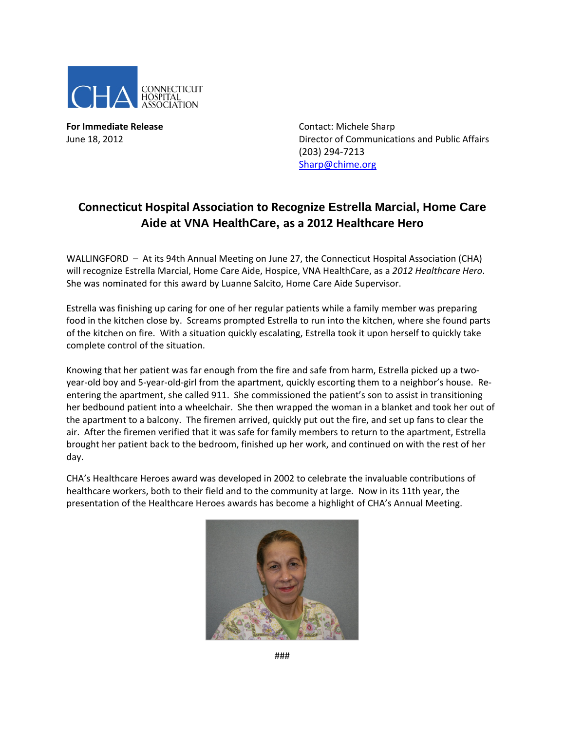CHA CONNECTICUT HOSPITAL ASSOCIATION

**For Immediate Release**
June 18, 2012

Contact: Michele Sharp
Director of Communications and Public Affairs
(203) 294-7213
Sharp@chime.org

## Connecticut Hospital Association to Recognize Estrella Marcial, Home Care Aide at VNA HealthCare, as a 2012 Healthcare Hero

WALLINGFORD – At its 94th Annual Meeting on June 27, the Connecticut Hospital Association (CHA) will recognize Estrella Marcial, Home Care Aide, Hospice, VNA HealthCare, as a *2012 Healthcare Hero*. She was nominated for this award by Luanne Salcito, Home Care Aide Supervisor.

Estrella was finishing up caring for one of her regular patients while a family member was preparing food in the kitchen close by. Screams prompted Estrella to run into the kitchen, where she found parts of the kitchen on fire. With a situation quickly escalating, Estrella took it upon herself to quickly take complete control of the situation.

Knowing that her patient was far enough from the fire and safe from harm, Estrella picked up a two-year-old boy and 5-year-old-girl from the apartment, quickly escorting them to a neighbor's house. Re-entering the apartment, she called 911. She commissioned the patient's son to assist in transitioning her bedbound patient into a wheelchair. She then wrapped the woman in a blanket and took her out of the apartment to a balcony. The firemen arrived, quickly put out the fire, and set up fans to clear the air. After the firemen verified that it was safe for family members to return to the apartment, Estrella brought her patient back to the bedroom, finished up her work, and continued on with the rest of her day.

CHA's Healthcare Heroes award was developed in 2002 to celebrate the invaluable contributions of healthcare workers, both to their field and to the community at large. Now in its 11th year, the presentation of the Healthcare Heroes awards has become a highlight of CHA's Annual Meeting.

###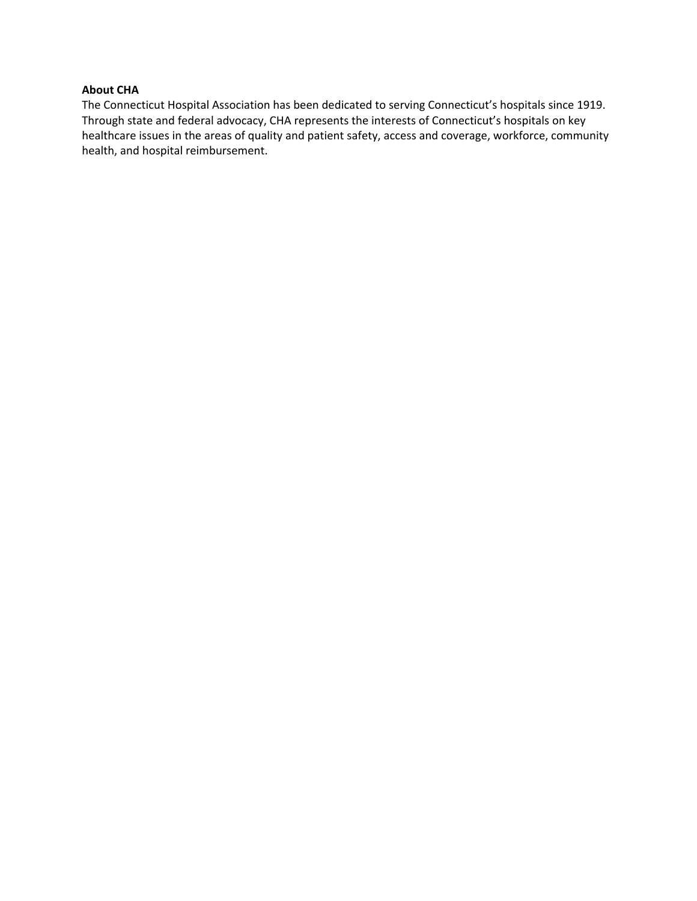**About CHA**

The Connecticut Hospital Association has been dedicated to serving Connecticut's hospitals since 1919. Through state and federal advocacy, CHA represents the interests of Connecticut's hospitals on key healthcare issues in the areas of quality and patient safety, access and coverage, workforce, community health, and hospital reimbursement.